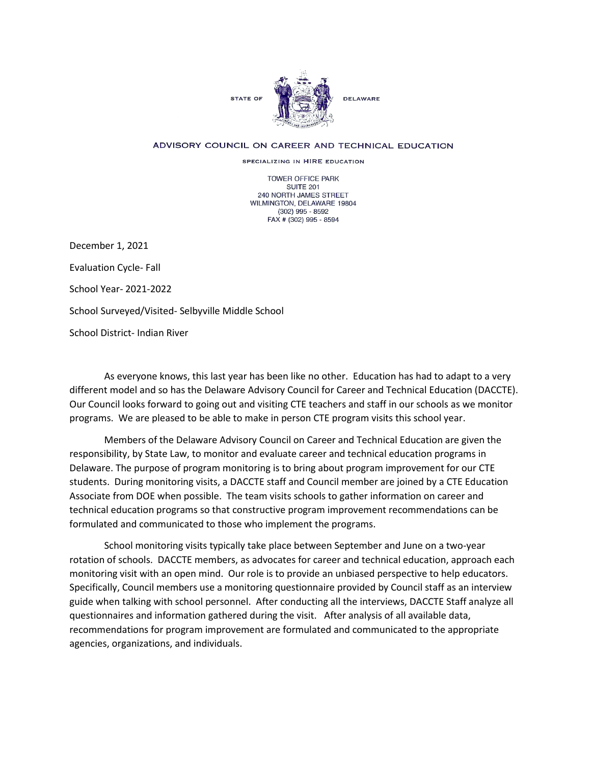STATE OF DELAWARE

ADVISORY COUNCIL ON CAREER AND TECHNICAL EDUCATION

SPECIALIZING IN HIRE EDUCATION

TOWER OFFICE PARK
SUITE 201
240 NORTH JAMES STREET
WILMINGTON, DELAWARE 19804
(302) 995 - 8592
FAX # (302) 995 - 8594

December 1, 2021

Evaluation Cycle- Fall

School Year- 2021-2022

School Surveyed/Visited- Selbyville Middle School

School District- Indian River

As everyone knows, this last year has been like no other. Education has had to adapt to a very different model and so has the Delaware Advisory Council for Career and Technical Education (DACCTE). Our Council looks forward to going out and visiting CTE teachers and staff in our schools as we monitor programs. We are pleased to be able to make in person CTE program visits this school year.

Members of the Delaware Advisory Council on Career and Technical Education are given the responsibility, by State Law, to monitor and evaluate career and technical education programs in Delaware. The purpose of program monitoring is to bring about program improvement for our CTE students. During monitoring visits, a DACCTE staff and Council member are joined by a CTE Education Associate from DOE when possible. The team visits schools to gather information on career and technical education programs so that constructive program improvement recommendations can be formulated and communicated to those who implement the programs.

School monitoring visits typically take place between September and June on a two-year rotation of schools. DACCTE members, as advocates for career and technical education, approach each monitoring visit with an open mind. Our role is to provide an unbiased perspective to help educators. Specifically, Council members use a monitoring questionnaire provided by Council staff as an interview guide when talking with school personnel. After conducting all the interviews, DACCTE Staff analyze all questionnaires and information gathered during the visit. After analysis of all available data, recommendations for program improvement are formulated and communicated to the appropriate agencies, organizations, and individuals.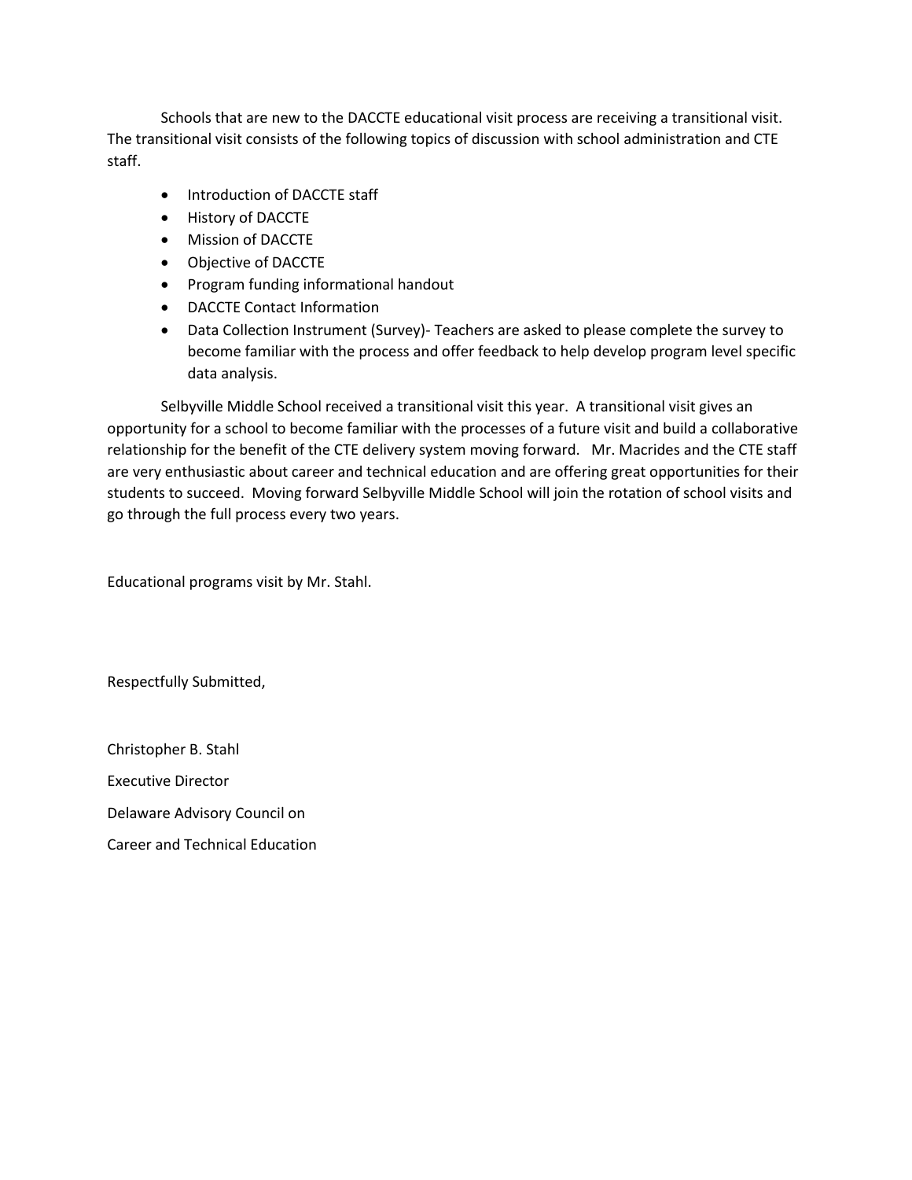Schools that are new to the DACCTE educational visit process are receiving a transitional visit. The transitional visit consists of the following topics of discussion with school administration and CTE staff.

- Introduction of DACCTE staff
- History of DACCTE
- Mission of DACCTE
- Objective of DACCTE
- Program funding informational handout
- DACCTE Contact Information
- Data Collection Instrument (Survey)- Teachers are asked to please complete the survey to become familiar with the process and offer feedback to help develop program level specific data analysis.

Selbyville Middle School received a transitional visit this year. A transitional visit gives an opportunity for a school to become familiar with the processes of a future visit and build a collaborative relationship for the benefit of the CTE delivery system moving forward. Mr. Macrides and the CTE staff are very enthusiastic about career and technical education and are offering great opportunities for their students to succeed. Moving forward Selbyville Middle School will join the rotation of school visits and go through the full process every two years.

Educational programs visit by Mr. Stahl.

Respectfully Submitted,

Christopher B. Stahl

Executive Director

Delaware Advisory Council on

Career and Technical Education